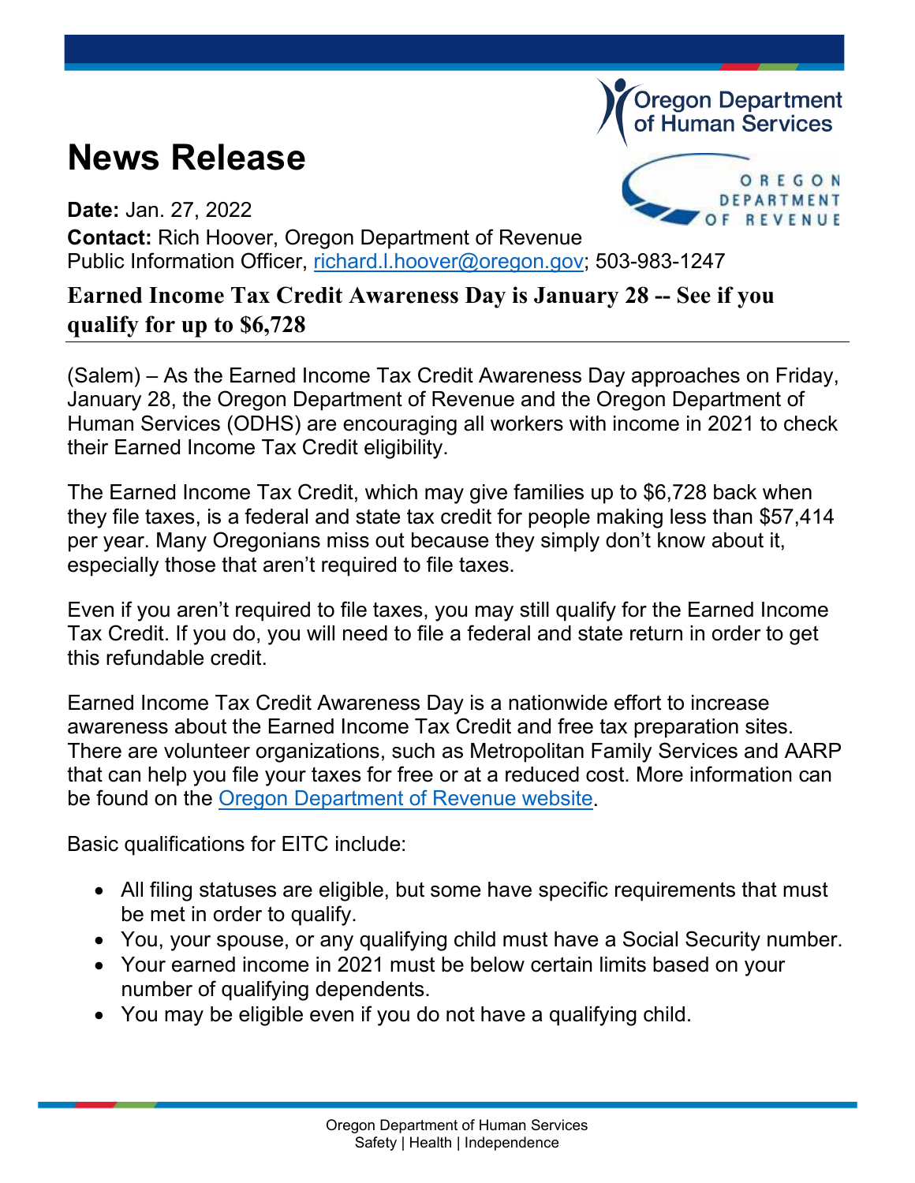# News Release

**Date:** Jan. 27, 2022

**Contact:** Rich Hoover, Oregon Department of Revenue
Public Information Officer, richard.l.hoover@oregon.gov; 503-983-1247

## Earned Income Tax Credit Awareness Day is January 28 -- See if you qualify for up to $6,728

(Salem) – As the Earned Income Tax Credit Awareness Day approaches on Friday, January 28, the Oregon Department of Revenue and the Oregon Department of Human Services (ODHS) are encouraging all workers with income in 2021 to check their Earned Income Tax Credit eligibility.

The Earned Income Tax Credit, which may give families up to $6,728 back when they file taxes, is a federal and state tax credit for people making less than $57,414 per year. Many Oregonians miss out because they simply don't know about it, especially those that aren't required to file taxes.

Even if you aren't required to file taxes, you may still qualify for the Earned Income Tax Credit. If you do, you will need to file a federal and state return in order to get this refundable credit.

Earned Income Tax Credit Awareness Day is a nationwide effort to increase awareness about the Earned Income Tax Credit and free tax preparation sites. There are volunteer organizations, such as Metropolitan Family Services and AARP that can help you file your taxes for free or at a reduced cost. More information can be found on the Oregon Department of Revenue website.

Basic qualifications for EITC include:

- All filing statuses are eligible, but some have specific requirements that must be met in order to qualify.
- You, your spouse, or any qualifying child must have a Social Security number.
- Your earned income in 2021 must be below certain limits based on your number of qualifying dependents.
- You may be eligible even if you do not have a qualifying child.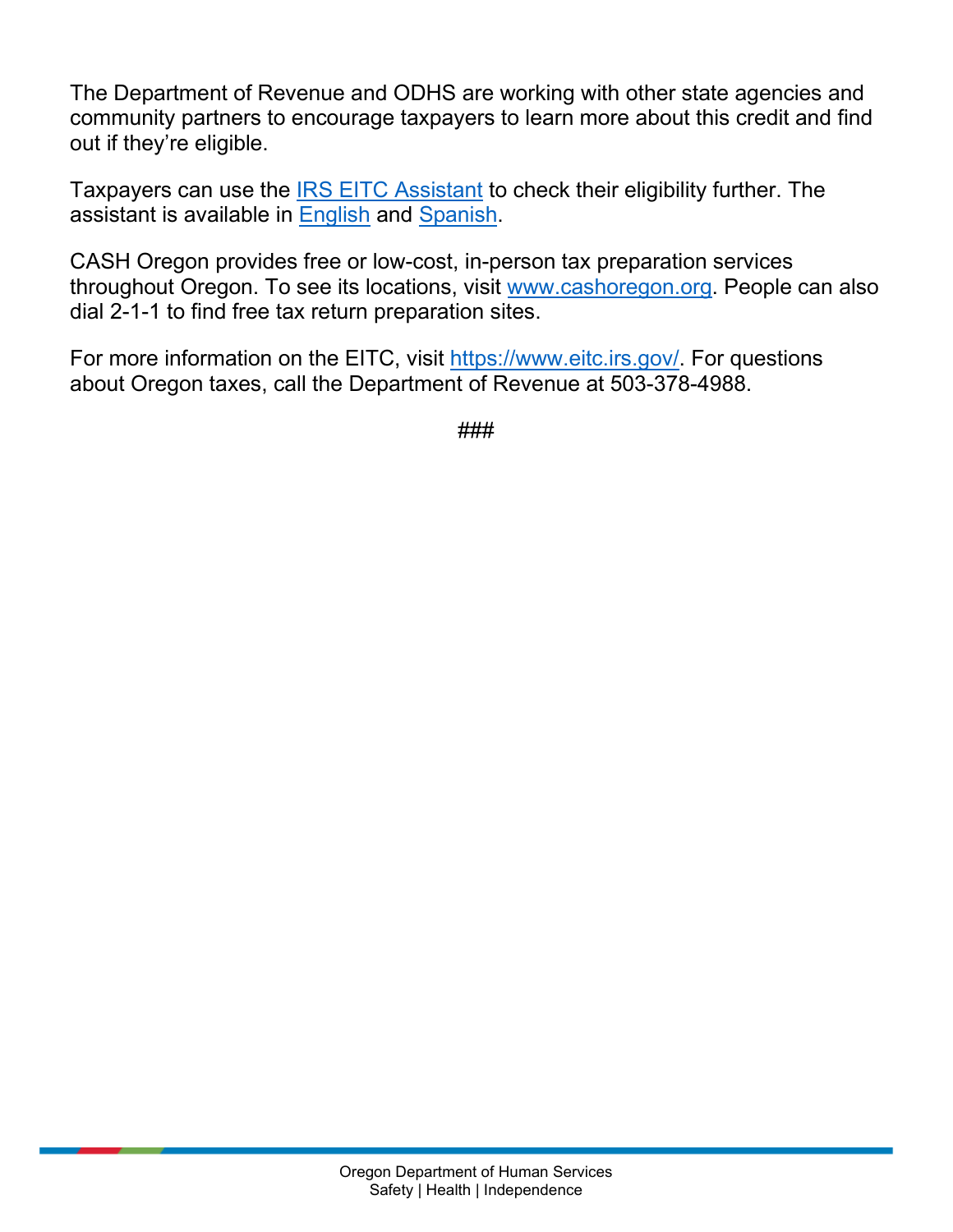The Department of Revenue and ODHS are working with other state agencies and community partners to encourage taxpayers to learn more about this credit and find out if they're eligible.

Taxpayers can use the IRS EITC Assistant to check their eligibility further. The assistant is available in English and Spanish.

CASH Oregon provides free or low-cost, in-person tax preparation services throughout Oregon. To see its locations, visit www.cashoregon.org. People can also dial 2-1-1 to find free tax return preparation sites.

For more information on the EITC, visit https://www.eitc.irs.gov/. For questions about Oregon taxes, call the Department of Revenue at 503-378-4988.

###